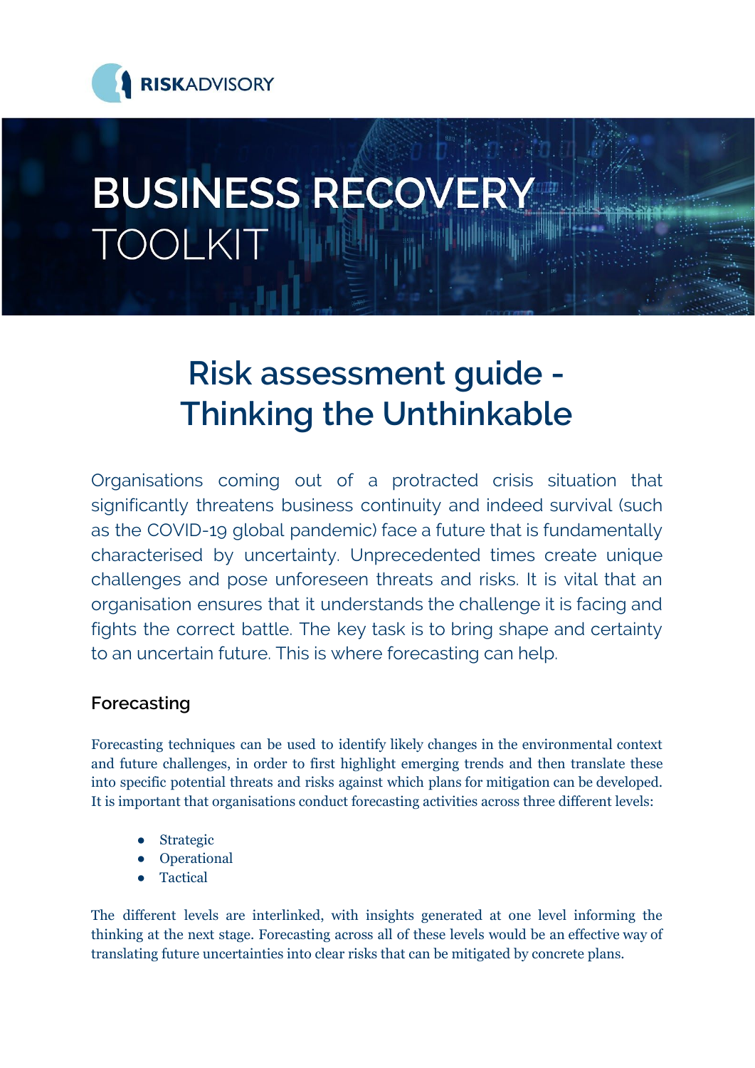RISKADVISORY

# BUSINESS RECOVERY TOOLKIT

## Risk assessment guide - Thinking the Unthinkable

Organisations coming out of a protracted crisis situation that significantly threatens business continuity and indeed survival (such as the COVID-19 global pandemic) face a future that is fundamentally characterised by uncertainty. Unprecedented times create unique challenges and pose unforeseen threats and risks. It is vital that an organisation ensures that it understands the challenge it is facing and fights the correct battle. The key task is to bring shape and certainty to an uncertain future. This is where forecasting can help.

### Forecasting

Forecasting techniques can be used to identify likely changes in the environmental context and future challenges, in order to first highlight emerging trends and then translate these into specific potential threats and risks against which plans for mitigation can be developed. It is important that organisations conduct forecasting activities across three different levels:

- Strategic
- Operational
- Tactical

The different levels are interlinked, with insights generated at one level informing the thinking at the next stage. Forecasting across all of these levels would be an effective way of translating future uncertainties into clear risks that can be mitigated by concrete plans.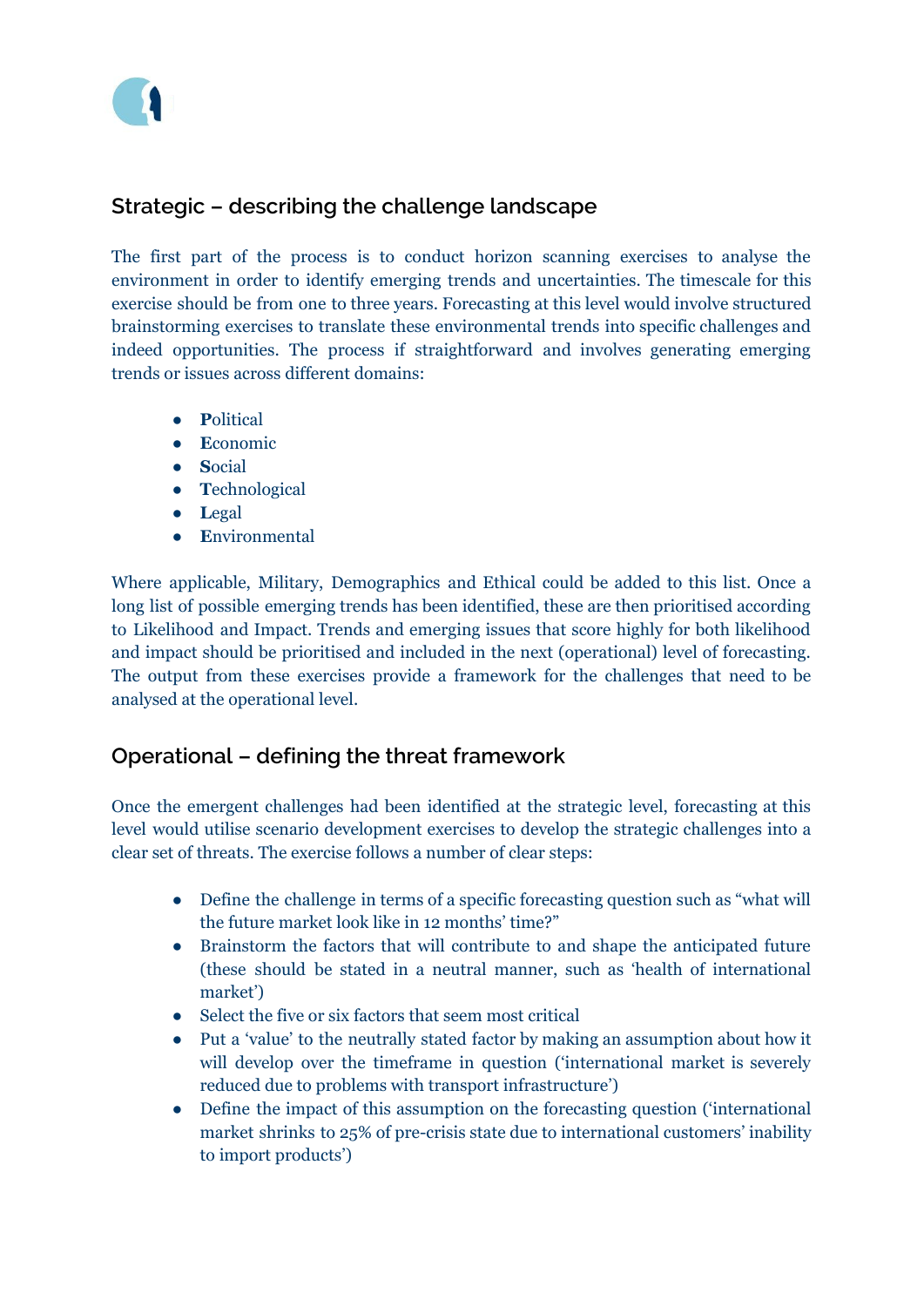## Strategic – describing the challenge landscape

The first part of the process is to conduct horizon scanning exercises to analyse the environment in order to identify emerging trends and uncertainties. The timescale for this exercise should be from one to three years. Forecasting at this level would involve structured brainstorming exercises to translate these environmental trends into specific challenges and indeed opportunities. The process if straightforward and involves generating emerging trends or issues across different domains:

- **P**olitical
- **E**conomic
- **S**ocial
- **T**echnological
- **L**egal
- **E**nvironmental

Where applicable, Military, Demographics and Ethical could be added to this list. Once a long list of possible emerging trends has been identified, these are then prioritised according to Likelihood and Impact. Trends and emerging issues that score highly for both likelihood and impact should be prioritised and included in the next (operational) level of forecasting. The output from these exercises provide a framework for the challenges that need to be analysed at the operational level.

## Operational – defining the threat framework

Once the emergent challenges had been identified at the strategic level, forecasting at this level would utilise scenario development exercises to develop the strategic challenges into a clear set of threats. The exercise follows a number of clear steps:

- Define the challenge in terms of a specific forecasting question such as "what will the future market look like in 12 months' time?"
- Brainstorm the factors that will contribute to and shape the anticipated future (these should be stated in a neutral manner, such as 'health of international market')
- Select the five or six factors that seem most critical
- Put a 'value' to the neutrally stated factor by making an assumption about how it will develop over the timeframe in question ('international market is severely reduced due to problems with transport infrastructure')
- Define the impact of this assumption on the forecasting question ('international market shrinks to 25% of pre-crisis state due to international customers' inability to import products')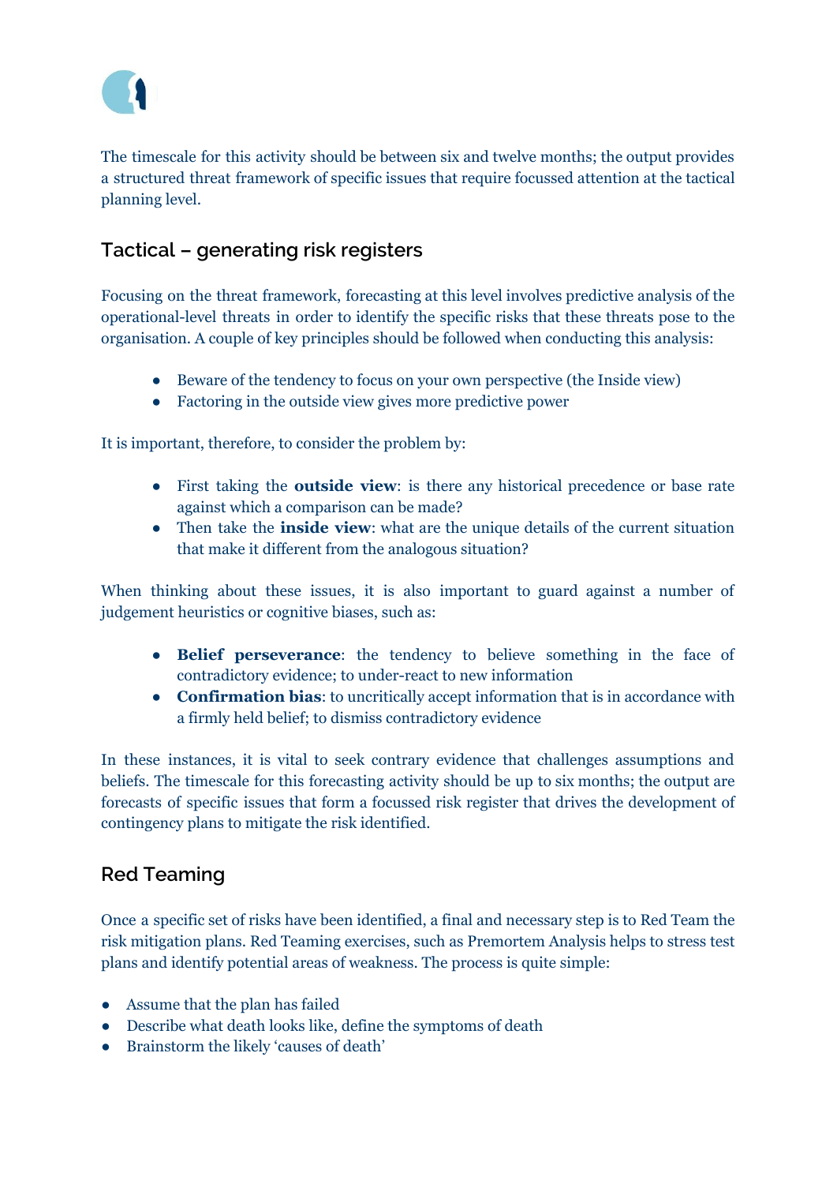The timescale for this activity should be between six and twelve months; the output provides a structured threat framework of specific issues that require focussed attention at the tactical planning level.

## Tactical – generating risk registers

Focusing on the threat framework, forecasting at this level involves predictive analysis of the operational-level threats in order to identify the specific risks that these threats pose to the organisation. A couple of key principles should be followed when conducting this analysis:

- Beware of the tendency to focus on your own perspective (the Inside view)
- Factoring in the outside view gives more predictive power

It is important, therefore, to consider the problem by:

- First taking the **outside view**: is there any historical precedence or base rate against which a comparison can be made?
- Then take the **inside view**: what are the unique details of the current situation that make it different from the analogous situation?

When thinking about these issues, it is also important to guard against a number of judgement heuristics or cognitive biases, such as:

- **Belief perseverance**: the tendency to believe something in the face of contradictory evidence; to under-react to new information
- **Confirmation bias**: to uncritically accept information that is in accordance with a firmly held belief; to dismiss contradictory evidence

In these instances, it is vital to seek contrary evidence that challenges assumptions and beliefs. The timescale for this forecasting activity should be up to six months; the output are forecasts of specific issues that form a focussed risk register that drives the development of contingency plans to mitigate the risk identified.

## Red Teaming

Once a specific set of risks have been identified, a final and necessary step is to Red Team the risk mitigation plans. Red Teaming exercises, such as Premortem Analysis helps to stress test plans and identify potential areas of weakness. The process is quite simple:

- Assume that the plan has failed
- Describe what death looks like, define the symptoms of death
- Brainstorm the likely 'causes of death'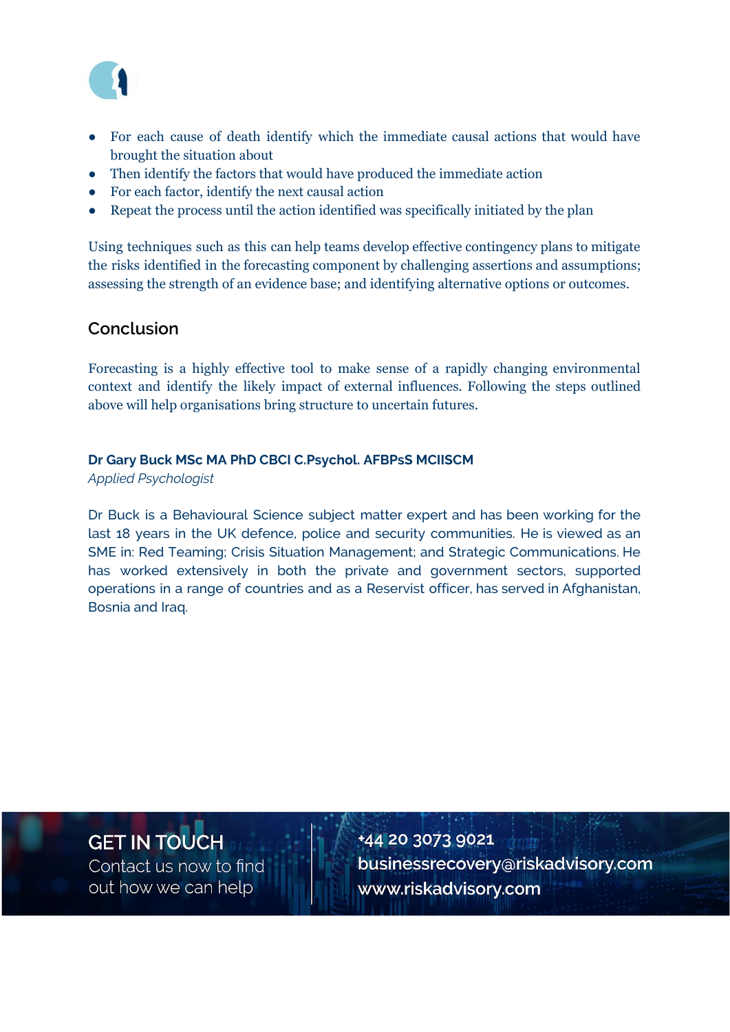- For each cause of death identify which the immediate causal actions that would have brought the situation about
- Then identify the factors that would have produced the immediate action
- For each factor, identify the next causal action
- Repeat the process until the action identified was specifically initiated by the plan

Using techniques such as this can help teams develop effective contingency plans to mitigate the risks identified in the forecasting component by challenging assertions and assumptions; assessing the strength of an evidence base; and identifying alternative options or outcomes.

## Conclusion

Forecasting is a highly effective tool to make sense of a rapidly changing environmental context and identify the likely impact of external influences. Following the steps outlined above will help organisations bring structure to uncertain futures.

**Dr Gary Buck MSc MA PhD CBCI C.Psychol. AFBPsS MCIISCM**
*Applied Psychologist*

Dr Buck is a Behavioural Science subject matter expert and has been working for the last 18 years in the UK defence, police and security communities. He is viewed as an SME in: Red Teaming; Crisis Situation Management; and Strategic Communications. He has worked extensively in both the private and government sectors, supported operations in a range of countries and as a Reservist officer, has served in Afghanistan, Bosnia and Iraq.

**GET IN TOUCH**
Contact us now to find out how we can help

+44 20 3073 9021
businessrecovery@riskadvisory.com
www.riskadvisory.com